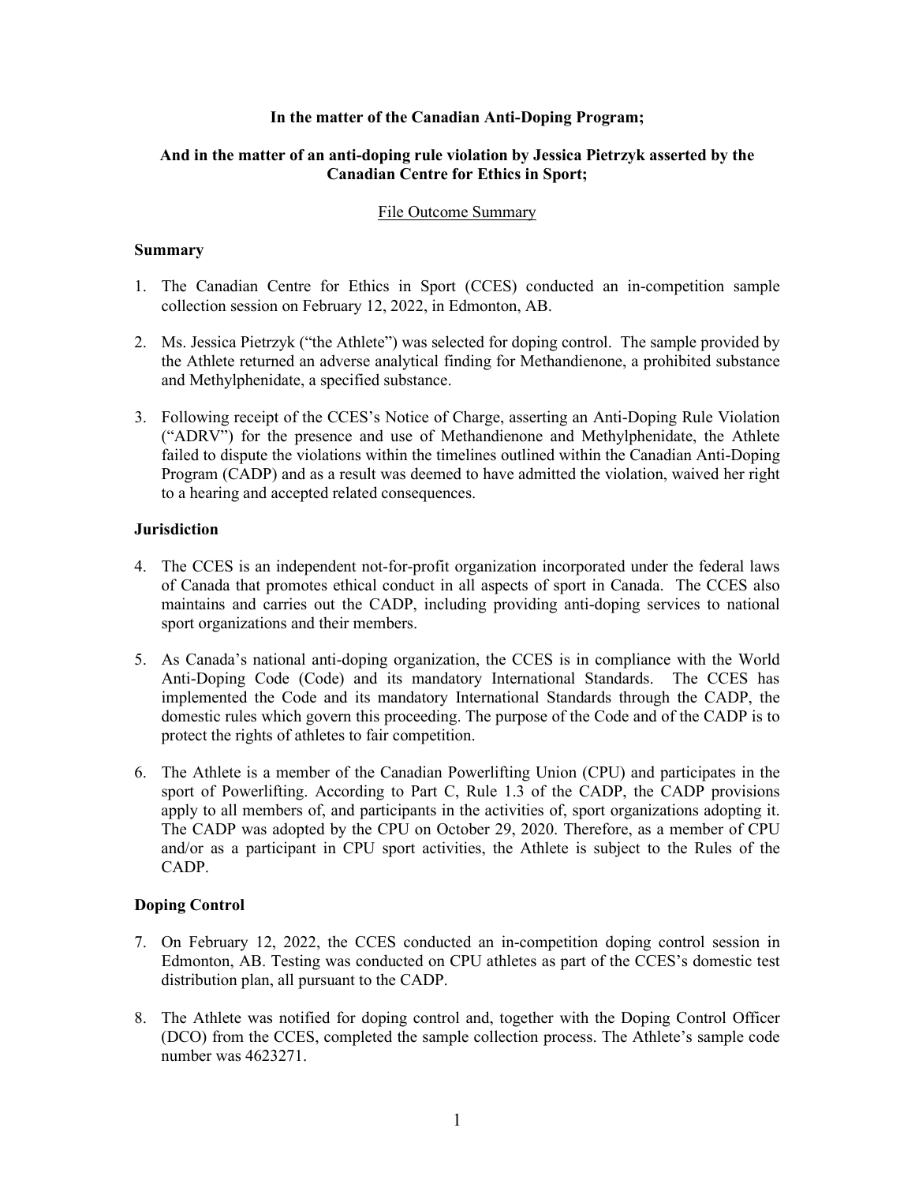**In the matter of the Canadian Anti-Doping Program;**

**And in the matter of an anti-doping rule violation by Jessica Pietrzyk asserted by the Canadian Centre for Ethics in Sport;**

File Outcome Summary

### Summary

1. The Canadian Centre for Ethics in Sport (CCES) conducted an in-competition sample collection session on February 12, 2022, in Edmonton, AB.

2. Ms. Jessica Pietrzyk ("the Athlete") was selected for doping control. The sample provided by the Athlete returned an adverse analytical finding for Methandienone, a prohibited substance and Methylphenidate, a specified substance.

3. Following receipt of the CCES's Notice of Charge, asserting an Anti-Doping Rule Violation ("ADRV") for the presence and use of Methandienone and Methylphenidate, the Athlete failed to dispute the violations within the timelines outlined within the Canadian Anti-Doping Program (CADP) and as a result was deemed to have admitted the violation, waived her right to a hearing and accepted related consequences.

### Jurisdiction

4. The CCES is an independent not-for-profit organization incorporated under the federal laws of Canada that promotes ethical conduct in all aspects of sport in Canada. The CCES also maintains and carries out the CADP, including providing anti-doping services to national sport organizations and their members.

5. As Canada's national anti-doping organization, the CCES is in compliance with the World Anti-Doping Code (Code) and its mandatory International Standards. The CCES has implemented the Code and its mandatory International Standards through the CADP, the domestic rules which govern this proceeding. The purpose of the Code and of the CADP is to protect the rights of athletes to fair competition.

6. The Athlete is a member of the Canadian Powerlifting Union (CPU) and participates in the sport of Powerlifting. According to Part C, Rule 1.3 of the CADP, the CADP provisions apply to all members of, and participants in the activities of, sport organizations adopting it. The CADP was adopted by the CPU on October 29, 2020. Therefore, as a member of CPU and/or as a participant in CPU sport activities, the Athlete is subject to the Rules of the CADP.

### Doping Control

7. On February 12, 2022, the CCES conducted an in-competition doping control session in Edmonton, AB. Testing was conducted on CPU athletes as part of the CCES's domestic test distribution plan, all pursuant to the CADP.

8. The Athlete was notified for doping control and, together with the Doping Control Officer (DCO) from the CCES, completed the sample collection process. The Athlete's sample code number was 4623271.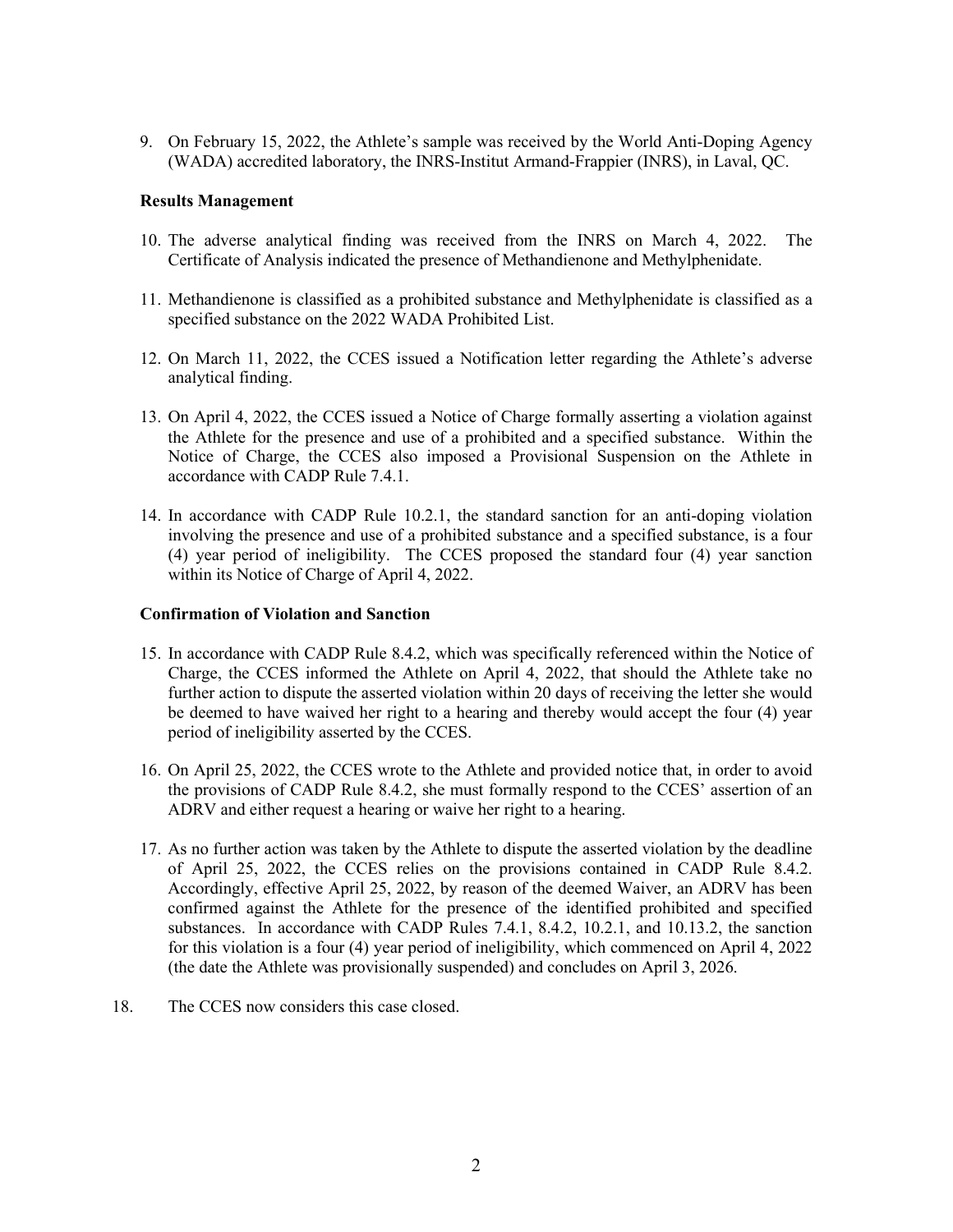9. On February 15, 2022, the Athlete's sample was received by the World Anti-Doping Agency (WADA) accredited laboratory, the INRS-Institut Armand-Frappier (INRS), in Laval, QC.

**Results Management**

10. The adverse analytical finding was received from the INRS on March 4, 2022. The Certificate of Analysis indicated the presence of Methandienone and Methylphenidate.

11. Methandienone is classified as a prohibited substance and Methylphenidate is classified as a specified substance on the 2022 WADA Prohibited List.

12. On March 11, 2022, the CCES issued a Notification letter regarding the Athlete's adverse analytical finding.

13. On April 4, 2022, the CCES issued a Notice of Charge formally asserting a violation against the Athlete for the presence and use of a prohibited and a specified substance. Within the Notice of Charge, the CCES also imposed a Provisional Suspension on the Athlete in accordance with CADP Rule 7.4.1.

14. In accordance with CADP Rule 10.2.1, the standard sanction for an anti-doping violation involving the presence and use of a prohibited substance and a specified substance, is a four (4) year period of ineligibility. The CCES proposed the standard four (4) year sanction within its Notice of Charge of April 4, 2022.

**Confirmation of Violation and Sanction**

15. In accordance with CADP Rule 8.4.2, which was specifically referenced within the Notice of Charge, the CCES informed the Athlete on April 4, 2022, that should the Athlete take no further action to dispute the asserted violation within 20 days of receiving the letter she would be deemed to have waived her right to a hearing and thereby would accept the four (4) year period of ineligibility asserted by the CCES.

16. On April 25, 2022, the CCES wrote to the Athlete and provided notice that, in order to avoid the provisions of CADP Rule 8.4.2, she must formally respond to the CCES' assertion of an ADRV and either request a hearing or waive her right to a hearing.

17. As no further action was taken by the Athlete to dispute the asserted violation by the deadline of April 25, 2022, the CCES relies on the provisions contained in CADP Rule 8.4.2. Accordingly, effective April 25, 2022, by reason of the deemed Waiver, an ADRV has been confirmed against the Athlete for the presence of the identified prohibited and specified substances. In accordance with CADP Rules 7.4.1, 8.4.2, 10.2.1, and 10.13.2, the sanction for this violation is a four (4) year period of ineligibility, which commenced on April 4, 2022 (the date the Athlete was provisionally suspended) and concludes on April 3, 2026.

18. The CCES now considers this case closed.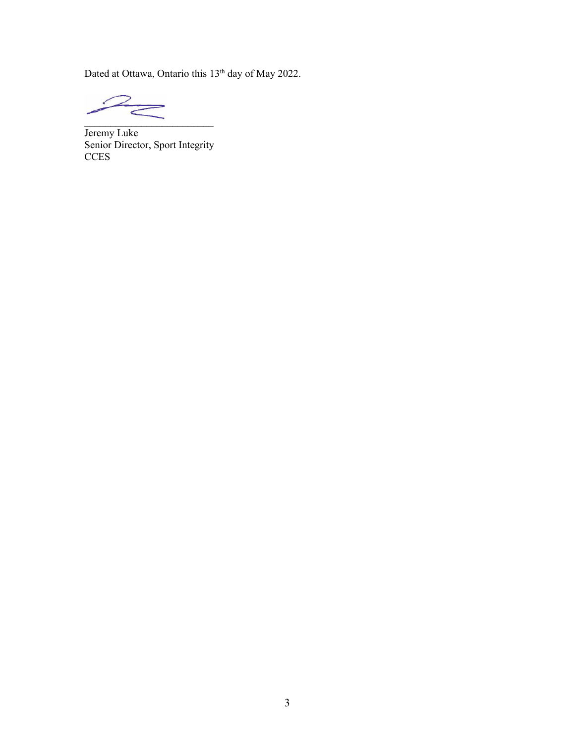Dated at Ottawa, Ontario this 13th day of May 2022.

_________________________

Jeremy Luke
Senior Director, Sport Integrity
CCES